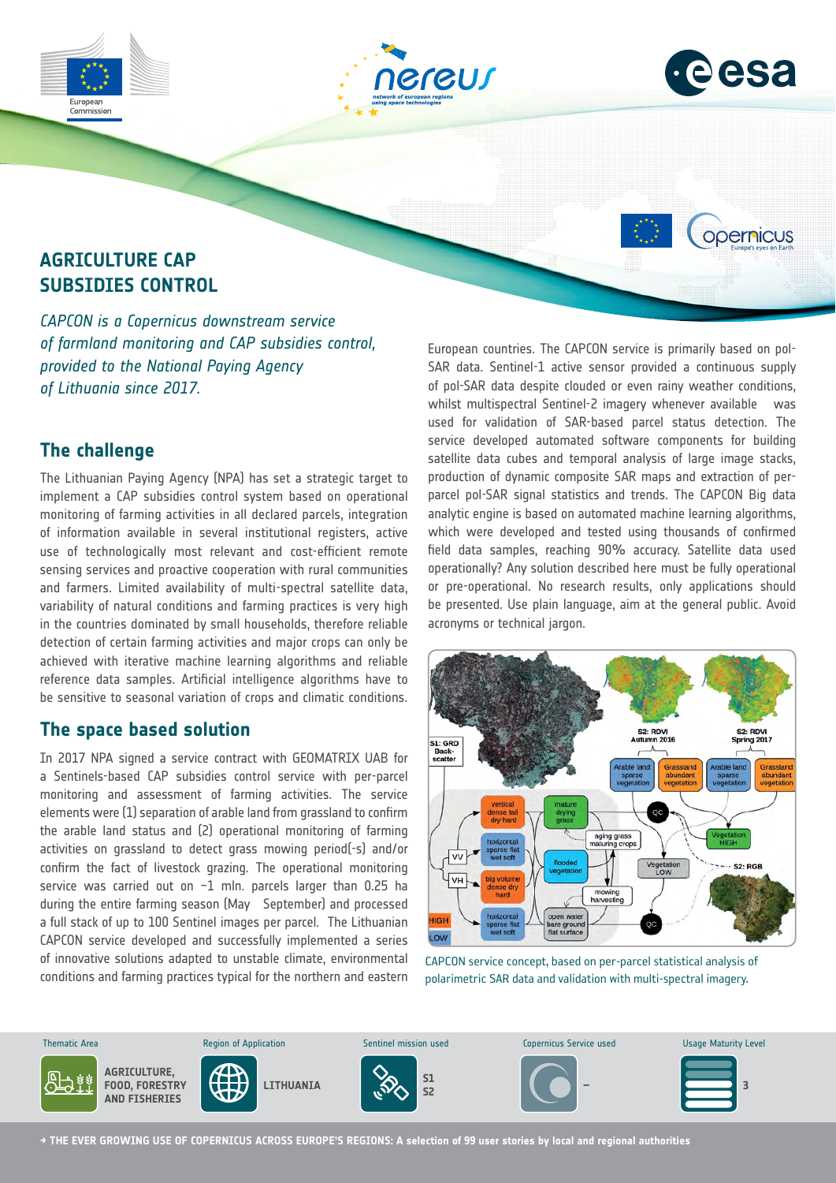# AGRICULTURE CAP SUBSIDIES CONTROL

*CAPCON is a Copernicus downstream service of farmland monitoring and CAP subsidies control, provided to the National Paying Agency of Lithuania since 2017.*

## The challenge

The Lithuanian Paying Agency (NPA) has set a strategic target to implement a CAP subsidies control system based on operational monitoring of farming activities in all declared parcels, integration of information available in several institutional registers, active use of technologically most relevant and cost-efficient remote sensing services and proactive cooperation with rural communities and farmers. Limited availability of multi-spectral satellite data, variability of natural conditions and farming practices is very high in the countries dominated by small households, therefore reliable detection of certain farming activities and major crops can only be achieved with iterative machine learning algorithms and reliable reference data samples. Artificial intelligence algorithms have to be sensitive to seasonal variation of crops and climatic conditions.

## The space based solution

In 2017 NPA signed a service contract with GEOMATRIX UAB for a Sentinels-based CAP subsidies control service with per-parcel monitoring and assessment of farming activities. The service elements were (1) separation of arable land from grassland to confirm the arable land status and (2) operational monitoring of farming activities on grassland to detect grass mowing period(-s) and/or confirm the fact of livestock grazing. The operational monitoring service was carried out on ~1 mln. parcels larger than 0.25 ha during the entire farming season (May September) and processed a full stack of up to 100 Sentinel images per parcel. The Lithuanian CAPCON service developed and successfully implemented a series of innovative solutions adapted to unstable climate, environmental conditions and farming practices typical for the northern and eastern European countries. The CAPCON service is primarily based on pol-SAR data. Sentinel-1 active sensor provided a continuous supply of pol-SAR data despite clouded or even rainy weather conditions, whilst multispectral Sentinel-2 imagery whenever available was used for validation of SAR-based parcel status detection. The service developed automated software components for building satellite data cubes and temporal analysis of large image stacks, production of dynamic composite SAR maps and extraction of per-parcel pol-SAR signal statistics and trends. The CAPCON Big data analytic engine is based on automated machine learning algorithms, which were developed and tested using thousands of confirmed field data samples, reaching 90% accuracy. Satellite data used operationally? Any solution described here must be fully operational or pre-operational. No research results, only applications should be presented. Use plain language, aim at the general public. Avoid acronyms or technical jargon.

CAPCON service concept, based on per-parcel statistical analysis of polarimetric SAR data and validation with multi-spectral imagery.

| Thematic Area | Region of Application | Sentinel mission used | Copernicus Service used | Usage Maturity Level |
| --- | --- | --- | --- | --- |
| AGRICULTURE, FOOD, FORESTRY AND FISHERIES | LITHUANIA | S1 S2 | – | 3 |

→ THE EVER GROWING USE OF COPERNICUS ACROSS EUROPE'S REGIONS: A selection of 99 user stories by local and regional authorities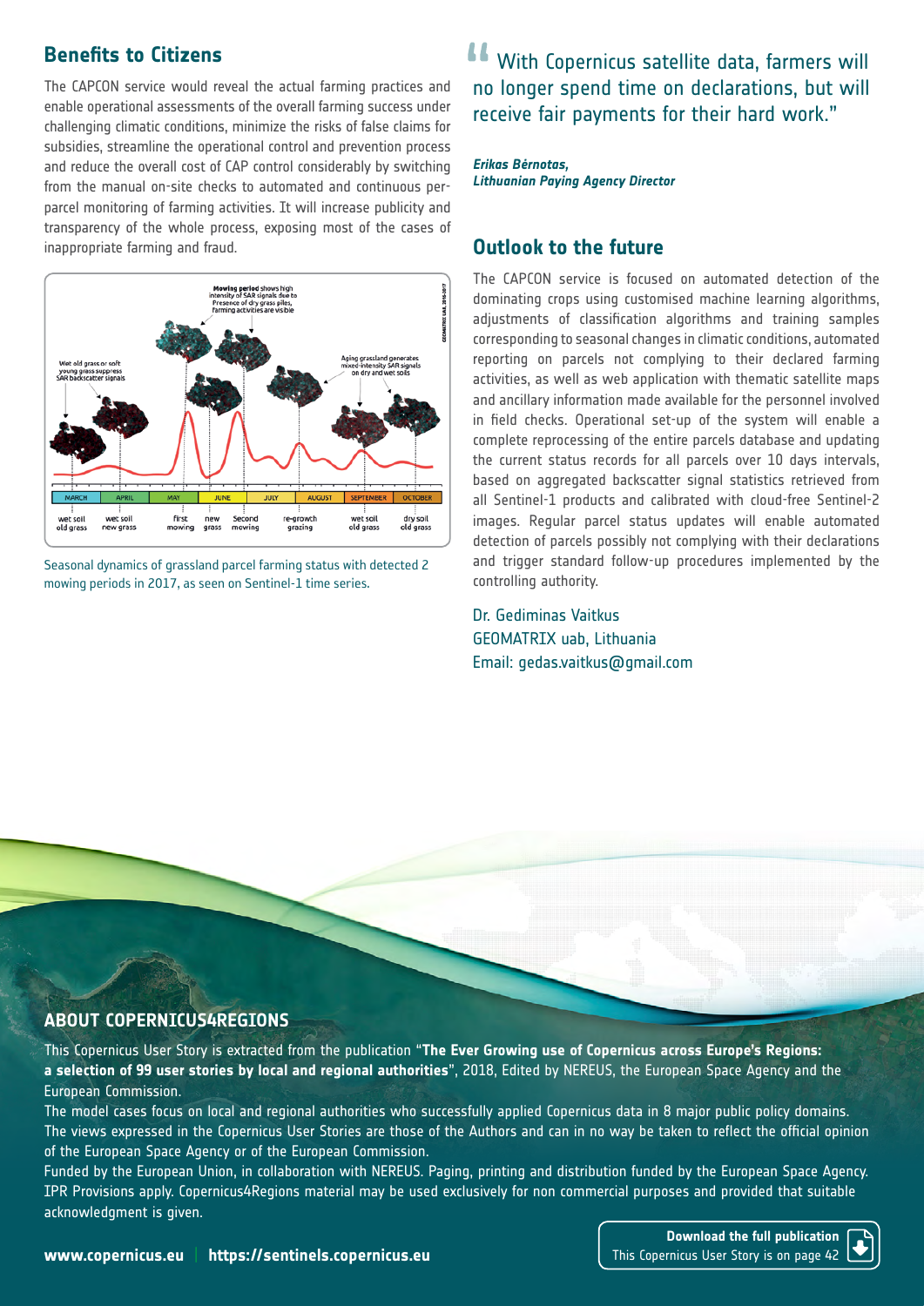## Benefits to Citizens

The CAPCON service would reveal the actual farming practices and enable operational assessments of the overall farming success under challenging climatic conditions, minimize the risks of false claims for subsidies, streamline the operational control and prevention process and reduce the overall cost of CAP control considerably by switching from the manual on-site checks to automated and continuous per-parcel monitoring of farming activities. It will increase publicity and transparency of the whole process, exposing most of the cases of inappropriate farming and fraud.

Mowing period shows high intensity of SAR signals due to Presence of dry grass piles, farming activities are visible

Wet old grass or soft young grass suppress SAR backscatter signals

Aging grassland generates mixed-intensity SAR signals on dry and wet soils

GEOMATRIX UAB, 2016-2017

MARCH
APRIL
MAY
JUNE
JULY
AUGUST
SEPTEMBER
OCTOBER

wet soil old grass
wet soil new grass
first mowing
new grass
Second mowing
re-growth grazing
wet soil old grass
dry soil old grass

Seasonal dynamics of grassland parcel farming status with detected 2 mowing periods in 2017, as seen on Sentinel-1 time series.

> "With Copernicus satellite data, farmers will no longer spend time on declarations, but will receive fair payments for their hard work."

***Erikas Bérnotas,***
***Lithuanian Paying Agency Director***

## Outlook to the future

The CAPCON service is focused on automated detection of the dominating crops using customised machine learning algorithms, adjustments of classification algorithms and training samples corresponding to seasonal changes in climatic conditions, automated reporting on parcels not complying to their declared farming activities, as well as web application with thematic satellite maps and ancillary information made available for the personnel involved in field checks. Operational set-up of the system will enable a complete reprocessing of the entire parcels database and updating the current status records for all parcels over 10 days intervals, based on aggregated backscatter signal statistics retrieved from all Sentinel-1 products and calibrated with cloud-free Sentinel-2 images. Regular parcel status updates will enable automated detection of parcels possibly not complying with their declarations and trigger standard follow-up procedures implemented by the controlling authority.

Dr. Gediminas Vaitkus
GEOMATRIX uab, Lithuania
Email: gedas.vaitkus@gmail.com

## ABOUT COPERNICUS4REGIONS

This Copernicus User Story is extracted from the publication "**The Ever Growing use of Copernicus across Europe's Regions: a selection of 99 user stories by local and regional authorities**", 2018, Edited by NEREUS, the European Space Agency and the European Commission.

The model cases focus on local and regional authorities who successfully applied Copernicus data in 8 major public policy domains. The views expressed in the Copernicus User Stories are those of the Authors and can in no way be taken to reflect the official opinion of the European Space Agency or of the European Commission.

Funded by the European Union, in collaboration with NEREUS. Paging, printing and distribution funded by the European Space Agency. IPR Provisions apply. Copernicus4Regions material may be used exclusively for non commercial purposes and provided that suitable acknowledgment is given.

**www.copernicus.eu** | **https://sentinels.copernicus.eu**

**Download the full publication**
This Copernicus User Story is on page 42